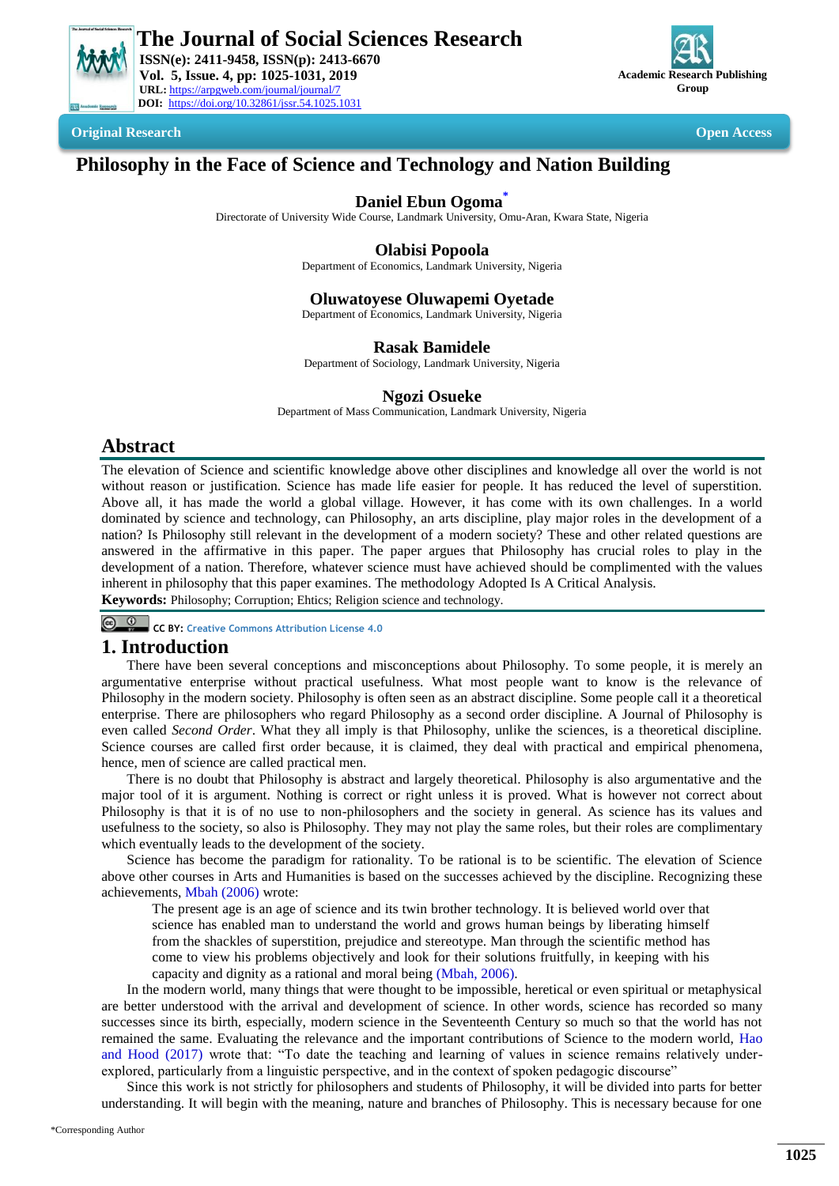Original Research

Open Access

# Philosophy in the Face of Science and Technology and Nation Building

**Daniel Ebun Ogoma***

Directorate of University Wide Course, Landmark University, Omu-Aran, Kwara State, Nigeria

**Olabisi Popoola**

Department of Economics, Landmark University, Nigeria

**Oluwatoyese Oluwapemi Oyetade**

Department of Economics, Landmark University, Nigeria

**Rasak Bamidele**

Department of Sociology, Landmark University, Nigeria

**Ngozi Osueke**

Department of Mass Communication, Landmark University, Nigeria

## Abstract

The elevation of Science and scientific knowledge above other disciplines and knowledge all over the world is not without reason or justification. Science has made life easier for people. It has reduced the level of superstition. Above all, it has made the world a global village. However, it has come with its own challenges. In a world dominated by science and technology, can Philosophy, an arts discipline, play major roles in the development of a nation? Is Philosophy still relevant in the development of a modern society? These and other related questions are answered in the affirmative in this paper. The paper argues that Philosophy has crucial roles to play in the development of a nation. Therefore, whatever science must have achieved should be complimented with the values inherent in philosophy that this paper examines. The methodology Adopted Is A Critical Analysis.

**Keywords:** Philosophy; Corruption; Ehtics; Religion science and technology.

CC BY: Creative Commons Attribution License 4.0

## 1. Introduction

There have been several conceptions and misconceptions about Philosophy. To some people, it is merely an argumentative enterprise without practical usefulness. What most people want to know is the relevance of Philosophy in the modern society. Philosophy is often seen as an abstract discipline. Some people call it a theoretical enterprise. There are philosophers who regard Philosophy as a second order discipline. A Journal of Philosophy is even called *Second Order*. What they all imply is that Philosophy, unlike the sciences, is a theoretical discipline. Science courses are called first order because, it is claimed, they deal with practical and empirical phenomena, hence, men of science are called practical men.

There is no doubt that Philosophy is abstract and largely theoretical. Philosophy is also argumentative and the major tool of it is argument. Nothing is correct or right unless it is proved. What is however not correct about Philosophy is that it is of no use to non-philosophers and the society in general. As science has its values and usefulness to the society, so also is Philosophy. They may not play the same roles, but their roles are complimentary which eventually leads to the development of the society.

Science has become the paradigm for rationality. To be rational is to be scientific. The elevation of Science above other courses in Arts and Humanities is based on the successes achieved by the discipline. Recognizing these achievements, Mbah (2006) wrote:

> The present age is an age of science and its twin brother technology. It is believed world over that science has enabled man to understand the world and grows human beings by liberating himself from the shackles of superstition, prejudice and stereotype. Man through the scientific method has come to view his problems objectively and look for their solutions fruitfully, in keeping with his capacity and dignity as a rational and moral being (Mbah, 2006).

In the modern world, many things that were thought to be impossible, heretical or even spiritual or metaphysical are better understood with the arrival and development of science. In other words, science has recorded so many successes since its birth, especially, modern science in the Seventeenth Century so much so that the world has not remained the same. Evaluating the relevance and the important contributions of Science to the modern world, Hao and Hood (2017) wrote that: "To date the teaching and learning of values in science remains relatively under-explored, particularly from a linguistic perspective, and in the context of spoken pedagogic discourse"

Since this work is not strictly for philosophers and students of Philosophy, it will be divided into parts for better understanding. It will begin with the meaning, nature and branches of Philosophy. This is necessary because for one

*Corresponding Author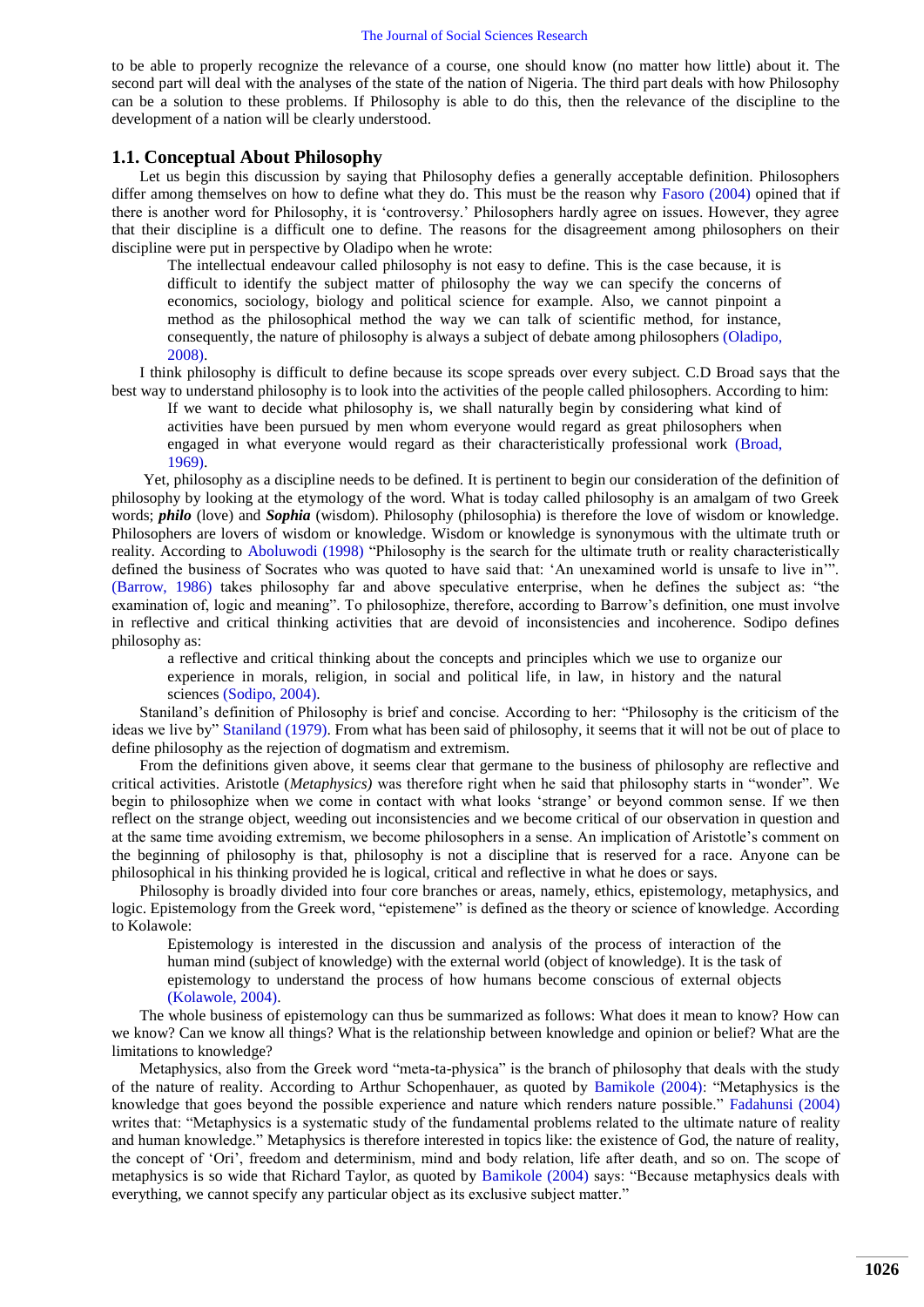to be able to properly recognize the relevance of a course, one should know (no matter how little) about it. The second part will deal with the analyses of the state of the nation of Nigeria. The third part deals with how Philosophy can be a solution to these problems. If Philosophy is able to do this, then the relevance of the discipline to the development of a nation will be clearly understood.

## 1.1. Conceptual About Philosophy

Let us begin this discussion by saying that Philosophy defies a generally acceptable definition. Philosophers differ among themselves on how to define what they do. This must be the reason why Fasoro (2004) opined that if there is another word for Philosophy, it is 'controversy.' Philosophers hardly agree on issues. However, they agree that their discipline is a difficult one to define. The reasons for the disagreement among philosophers on their discipline were put in perspective by Oladipo when he wrote:

> The intellectual endeavour called philosophy is not easy to define. This is the case because, it is difficult to identify the subject matter of philosophy the way we can specify the concerns of economics, sociology, biology and political science for example. Also, we cannot pinpoint a method as the philosophical method the way we can talk of scientific method, for instance, consequently, the nature of philosophy is always a subject of debate among philosophers (Oladipo, 2008).

I think philosophy is difficult to define because its scope spreads over every subject. C.D Broad says that the best way to understand philosophy is to look into the activities of the people called philosophers. According to him:

> If we want to decide what philosophy is, we shall naturally begin by considering what kind of activities have been pursued by men whom everyone would regard as great philosophers when engaged in what everyone would regard as their characteristically professional work (Broad, 1969).

Yet, philosophy as a discipline needs to be defined. It is pertinent to begin our consideration of the definition of philosophy by looking at the etymology of the word. What is today called philosophy is an amalgam of two Greek words; ***philo*** (love) and ***Sophia*** (wisdom). Philosophy (philosophia) is therefore the love of wisdom or knowledge. Philosophers are lovers of wisdom or knowledge. Wisdom or knowledge is synonymous with the ultimate truth or reality. According to Aboluwodi (1998) "Philosophy is the search for the ultimate truth or reality characteristically defined the business of Socrates who was quoted to have said that: 'An unexamined world is unsafe to live in'". (Barrow, 1986) takes philosophy far and above speculative enterprise, when he defines the subject as: "the examination of, logic and meaning". To philosophize, therefore, according to Barrow's definition, one must involve in reflective and critical thinking activities that are devoid of inconsistencies and incoherence. Sodipo defines philosophy as:

> a reflective and critical thinking about the concepts and principles which we use to organize our experience in morals, religion, in social and political life, in law, in history and the natural sciences (Sodipo, 2004).

Staniland's definition of Philosophy is brief and concise. According to her: "Philosophy is the criticism of the ideas we live by" Staniland (1979). From what has been said of philosophy, it seems that it will not be out of place to define philosophy as the rejection of dogmatism and extremism.

From the definitions given above, it seems clear that germane to the business of philosophy are reflective and critical activities. Aristotle (*Metaphysics)* was therefore right when he said that philosophy starts in "wonder". We begin to philosophize when we come in contact with what looks 'strange' or beyond common sense. If we then reflect on the strange object, weeding out inconsistencies and we become critical of our observation in question and at the same time avoiding extremism, we become philosophers in a sense. An implication of Aristotle's comment on the beginning of philosophy is that, philosophy is not a discipline that is reserved for a race. Anyone can be philosophical in his thinking provided he is logical, critical and reflective in what he does or says.

Philosophy is broadly divided into four core branches or areas, namely, ethics, epistemology, metaphysics, and logic. Epistemology from the Greek word, "epistemene" is defined as the theory or science of knowledge. According to Kolawole:

> Epistemology is interested in the discussion and analysis of the process of interaction of the human mind (subject of knowledge) with the external world (object of knowledge). It is the task of epistemology to understand the process of how humans become conscious of external objects (Kolawole, 2004).

The whole business of epistemology can thus be summarized as follows: What does it mean to know? How can we know? Can we know all things? What is the relationship between knowledge and opinion or belief? What are the limitations to knowledge?

Metaphysics, also from the Greek word "meta-ta-physica" is the branch of philosophy that deals with the study of the nature of reality. According to Arthur Schopenhauer, as quoted by Bamikole (2004): "Metaphysics is the knowledge that goes beyond the possible experience and nature which renders nature possible." Fadahunsi (2004) writes that: "Metaphysics is a systematic study of the fundamental problems related to the ultimate nature of reality and human knowledge." Metaphysics is therefore interested in topics like: the existence of God, the nature of reality, the concept of 'Ori', freedom and determinism, mind and body relation, life after death, and so on. The scope of metaphysics is so wide that Richard Taylor, as quoted by Bamikole (2004) says: "Because metaphysics deals with everything, we cannot specify any particular object as its exclusive subject matter."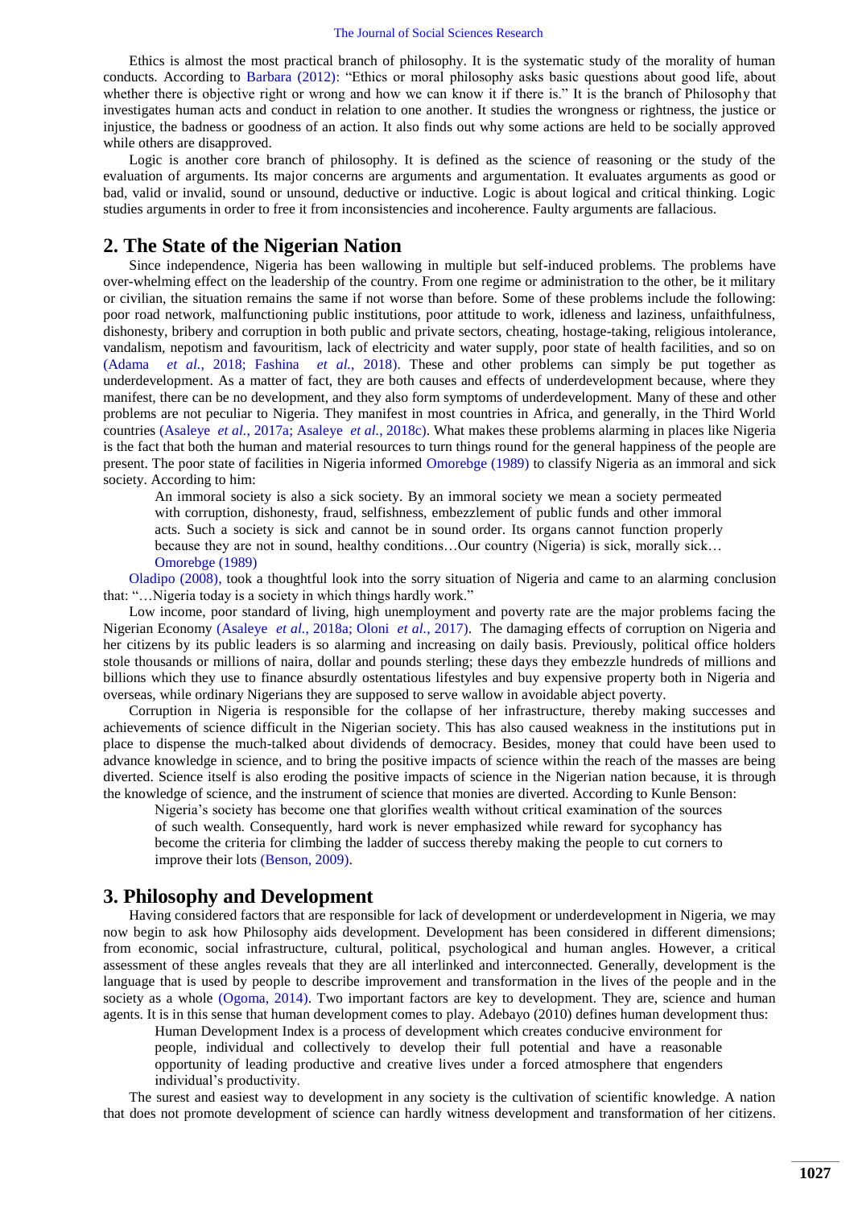Ethics is almost the most practical branch of philosophy. It is the systematic study of the morality of human conducts. According to Barbara (2012): "Ethics or moral philosophy asks basic questions about good life, about whether there is objective right or wrong and how we can know it if there is." It is the branch of Philosophy that investigates human acts and conduct in relation to one another. It studies the wrongness or rightness, the justice or injustice, the badness or goodness of an action. It also finds out why some actions are held to be socially approved while others are disapproved.

Logic is another core branch of philosophy. It is defined as the science of reasoning or the study of the evaluation of arguments. Its major concerns are arguments and argumentation. It evaluates arguments as good or bad, valid or invalid, sound or unsound, deductive or inductive. Logic is about logical and critical thinking. Logic studies arguments in order to free it from inconsistencies and incoherence. Faulty arguments are fallacious.

## 2. The State of the Nigerian Nation

Since independence, Nigeria has been wallowing in multiple but self-induced problems. The problems have over-whelming effect on the leadership of the country. From one regime or administration to the other, be it military or civilian, the situation remains the same if not worse than before. Some of these problems include the following: poor road network, malfunctioning public institutions, poor attitude to work, idleness and laziness, unfaithfulness, dishonesty, bribery and corruption in both public and private sectors, cheating, hostage-taking, religious intolerance, vandalism, nepotism and favouritism, lack of electricity and water supply, poor state of health facilities, and so on (Adama *et al.*, 2018; Fashina *et al.*, 2018). These and other problems can simply be put together as underdevelopment. As a matter of fact, they are both causes and effects of underdevelopment because, where they manifest, there can be no development, and they also form symptoms of underdevelopment. Many of these and other problems are not peculiar to Nigeria. They manifest in most countries in Africa, and generally, in the Third World countries (Asaleye *et al.*, 2017a; Asaleye *et al.*, 2018c). What makes these problems alarming in places like Nigeria is the fact that both the human and material resources to turn things round for the general happiness of the people are present. The poor state of facilities in Nigeria informed Omorebge (1989) to classify Nigeria as an immoral and sick society. According to him:

> An immoral society is also a sick society. By an immoral society we mean a society permeated with corruption, dishonesty, fraud, selfishness, embezzlement of public funds and other immoral acts. Such a society is sick and cannot be in sound order. Its organs cannot function properly because they are not in sound, healthy conditions…Our country (Nigeria) is sick, morally sick… Omorebge (1989)

Oladipo (2008), took a thoughtful look into the sorry situation of Nigeria and came to an alarming conclusion that: "…Nigeria today is a society in which things hardly work."

Low income, poor standard of living, high unemployment and poverty rate are the major problems facing the Nigerian Economy (Asaleye *et al.*, 2018a; Oloni *et al.*, 2017). The damaging effects of corruption on Nigeria and her citizens by its public leaders is so alarming and increasing on daily basis. Previously, political office holders stole thousands or millions of naira, dollar and pounds sterling; these days they embezzle hundreds of millions and billions which they use to finance absurdly ostentatious lifestyles and buy expensive property both in Nigeria and overseas, while ordinary Nigerians they are supposed to serve wallow in avoidable abject poverty.

Corruption in Nigeria is responsible for the collapse of her infrastructure, thereby making successes and achievements of science difficult in the Nigerian society. This has also caused weakness in the institutions put in place to dispense the much-talked about dividends of democracy. Besides, money that could have been used to advance knowledge in science, and to bring the positive impacts of science within the reach of the masses are being diverted. Science itself is also eroding the positive impacts of science in the Nigerian nation because, it is through the knowledge of science, and the instrument of science that monies are diverted. According to Kunle Benson:

> Nigeria's society has become one that glorifies wealth without critical examination of the sources of such wealth. Consequently, hard work is never emphasized while reward for sycophancy has become the criteria for climbing the ladder of success thereby making the people to cut corners to improve their lots (Benson, 2009).

## 3. Philosophy and Development

Having considered factors that are responsible for lack of development or underdevelopment in Nigeria, we may now begin to ask how Philosophy aids development. Development has been considered in different dimensions; from economic, social infrastructure, cultural, political, psychological and human angles. However, a critical assessment of these angles reveals that they are all interlinked and interconnected. Generally, development is the language that is used by people to describe improvement and transformation in the lives of the people and in the society as a whole (Ogoma, 2014). Two important factors are key to development. They are, science and human agents. It is in this sense that human development comes to play. Adebayo (2010) defines human development thus:

> Human Development Index is a process of development which creates conducive environment for people, individual and collectively to develop their full potential and have a reasonable opportunity of leading productive and creative lives under a forced atmosphere that engenders individual's productivity.

The surest and easiest way to development in any society is the cultivation of scientific knowledge. A nation that does not promote development of science can hardly witness development and transformation of her citizens.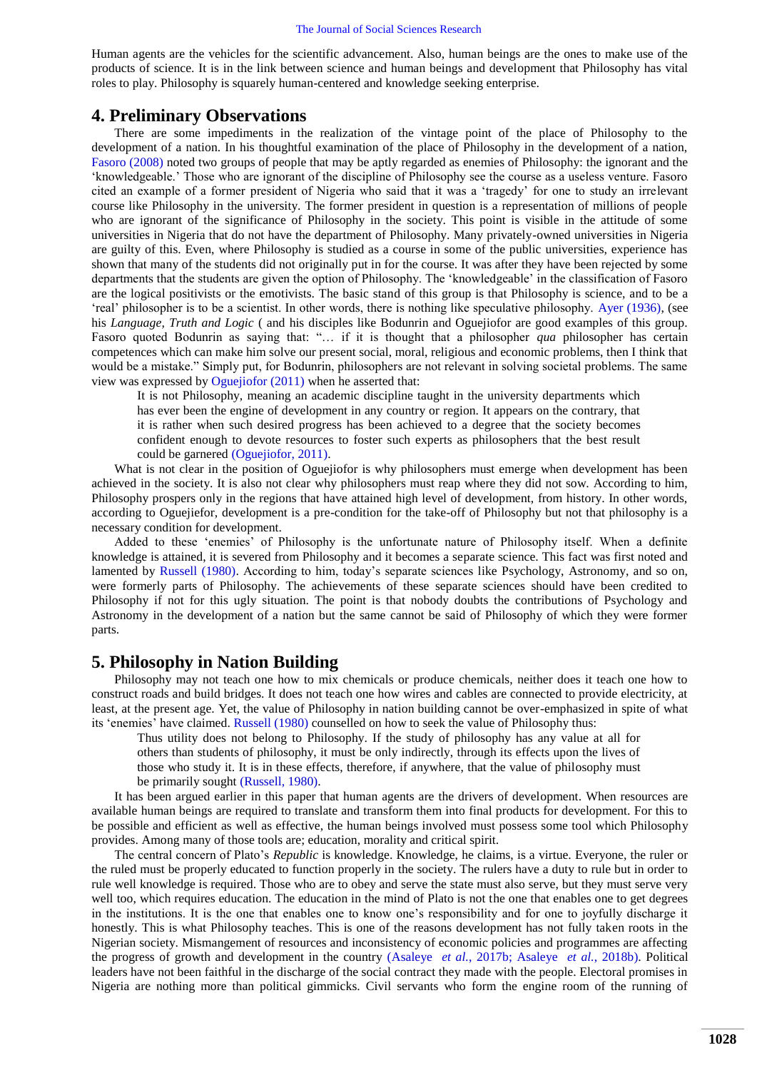Human agents are the vehicles for the scientific advancement. Also, human beings are the ones to make use of the products of science. It is in the link between science and human beings and development that Philosophy has vital roles to play. Philosophy is squarely human-centered and knowledge seeking enterprise.

## 4. Preliminary Observations

There are some impediments in the realization of the vintage point of the place of Philosophy to the development of a nation. In his thoughtful examination of the place of Philosophy in the development of a nation, Fasoro (2008) noted two groups of people that may be aptly regarded as enemies of Philosophy: the ignorant and the 'knowledgeable.' Those who are ignorant of the discipline of Philosophy see the course as a useless venture. Fasoro cited an example of a former president of Nigeria who said that it was a 'tragedy' for one to study an irrelevant course like Philosophy in the university. The former president in question is a representation of millions of people who are ignorant of the significance of Philosophy in the society. This point is visible in the attitude of some universities in Nigeria that do not have the department of Philosophy. Many privately-owned universities in Nigeria are guilty of this. Even, where Philosophy is studied as a course in some of the public universities, experience has shown that many of the students did not originally put in for the course. It was after they have been rejected by some departments that the students are given the option of Philosophy. The 'knowledgeable' in the classification of Fasoro are the logical positivists or the emotivists. The basic stand of this group is that Philosophy is science, and to be a 'real' philosopher is to be a scientist. In other words, there is nothing like speculative philosophy. Ayer (1936), (see his *Language, Truth and Logic* ( and his disciples like Bodunrin and Oguejiofor are good examples of this group. Fasoro quoted Bodunrin as saying that: "… if it is thought that a philosopher *qua* philosopher has certain competences which can make him solve our present social, moral, religious and economic problems, then I think that would be a mistake." Simply put, for Bodunrin, philosophers are not relevant in solving societal problems. The same view was expressed by Oguejiofor (2011) when he asserted that:

> It is not Philosophy, meaning an academic discipline taught in the university departments which has ever been the engine of development in any country or region. It appears on the contrary, that it is rather when such desired progress has been achieved to a degree that the society becomes confident enough to devote resources to foster such experts as philosophers that the best result could be garnered (Oguejiofor, 2011).

What is not clear in the position of Oguejiofor is why philosophers must emerge when development has been achieved in the society. It is also not clear why philosophers must reap where they did not sow. According to him, Philosophy prospers only in the regions that have attained high level of development, from history. In other words, according to Oguejiefor, development is a pre-condition for the take-off of Philosophy but not that philosophy is a necessary condition for development.

Added to these 'enemies' of Philosophy is the unfortunate nature of Philosophy itself. When a definite knowledge is attained, it is severed from Philosophy and it becomes a separate science. This fact was first noted and lamented by Russell (1980). According to him, today's separate sciences like Psychology, Astronomy, and so on, were formerly parts of Philosophy. The achievements of these separate sciences should have been credited to Philosophy if not for this ugly situation. The point is that nobody doubts the contributions of Psychology and Astronomy in the development of a nation but the same cannot be said of Philosophy of which they were former parts.

## 5. Philosophy in Nation Building

Philosophy may not teach one how to mix chemicals or produce chemicals, neither does it teach one how to construct roads and build bridges. It does not teach one how wires and cables are connected to provide electricity, at least, at the present age. Yet, the value of Philosophy in nation building cannot be over-emphasized in spite of what its 'enemies' have claimed. Russell (1980) counselled on how to seek the value of Philosophy thus:

> Thus utility does not belong to Philosophy. If the study of philosophy has any value at all for others than students of philosophy, it must be only indirectly, through its effects upon the lives of those who study it. It is in these effects, therefore, if anywhere, that the value of philosophy must be primarily sought (Russell, 1980).

It has been argued earlier in this paper that human agents are the drivers of development. When resources are available human beings are required to translate and transform them into final products for development. For this to be possible and efficient as well as effective, the human beings involved must possess some tool which Philosophy provides. Among many of those tools are; education, morality and critical spirit.

The central concern of Plato's *Republic* is knowledge. Knowledge, he claims, is a virtue. Everyone, the ruler or the ruled must be properly educated to function properly in the society. The rulers have a duty to rule but in order to rule well knowledge is required. Those who are to obey and serve the state must also serve, but they must serve very well too, which requires education. The education in the mind of Plato is not the one that enables one to get degrees in the institutions. It is the one that enables one to know one's responsibility and for one to joyfully discharge it honestly. This is what Philosophy teaches. This is one of the reasons development has not fully taken roots in the Nigerian society. Mismangement of resources and inconsistency of economic policies and programmes are affecting the progress of growth and development in the country (Asaleye *et al.*, 2017b; Asaleye *et al.*, 2018b). Political leaders have not been faithful in the discharge of the social contract they made with the people. Electoral promises in Nigeria are nothing more than political gimmicks. Civil servants who form the engine room of the running of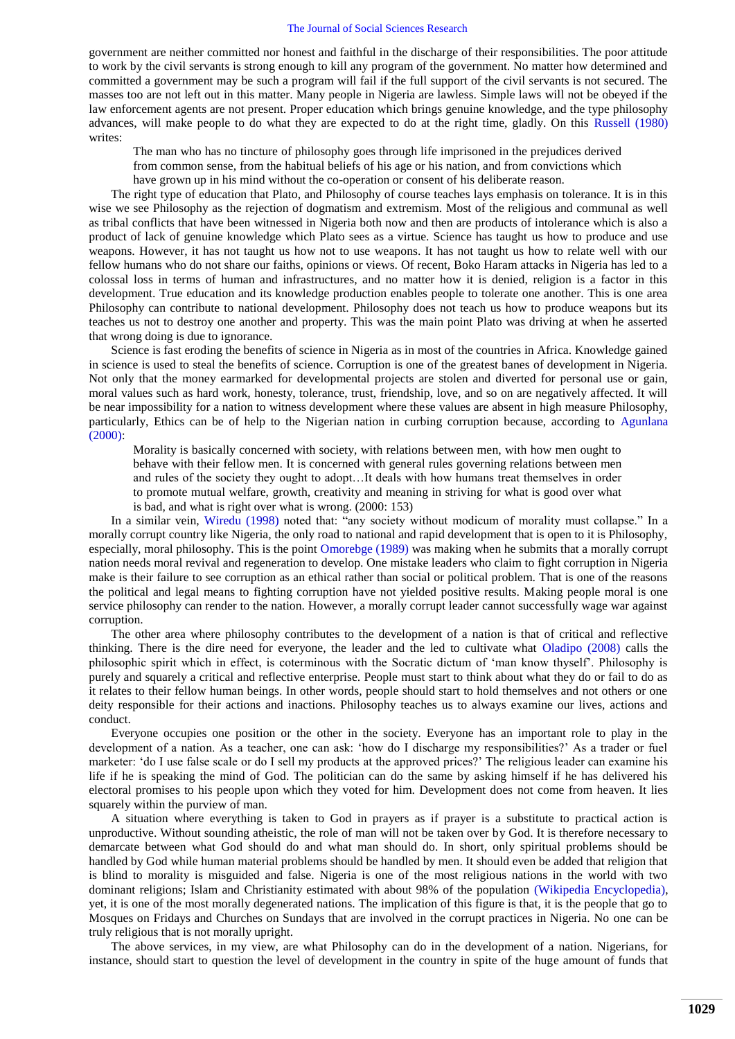government are neither committed nor honest and faithful in the discharge of their responsibilities. The poor attitude to work by the civil servants is strong enough to kill any program of the government. No matter how determined and committed a government may be such a program will fail if the full support of the civil servants is not secured. The masses too are not left out in this matter. Many people in Nigeria are lawless. Simple laws will not be obeyed if the law enforcement agents are not present. Proper education which brings genuine knowledge, and the type philosophy advances, will make people to do what they are expected to do at the right time, gladly. On this Russell (1980) writes:

> The man who has no tincture of philosophy goes through life imprisoned in the prejudices derived from common sense, from the habitual beliefs of his age or his nation, and from convictions which have grown up in his mind without the co-operation or consent of his deliberate reason.

The right type of education that Plato, and Philosophy of course teaches lays emphasis on tolerance. It is in this wise we see Philosophy as the rejection of dogmatism and extremism. Most of the religious and communal as well as tribal conflicts that have been witnessed in Nigeria both now and then are products of intolerance which is also a product of lack of genuine knowledge which Plato sees as a virtue. Science has taught us how to produce and use weapons. However, it has not taught us how not to use weapons. It has not taught us how to relate well with our fellow humans who do not share our faiths, opinions or views. Of recent, Boko Haram attacks in Nigeria has led to a colossal loss in terms of human and infrastructures, and no matter how it is denied, religion is a factor in this development. True education and its knowledge production enables people to tolerate one another. This is one area Philosophy can contribute to national development. Philosophy does not teach us how to produce weapons but its teaches us not to destroy one another and property. This was the main point Plato was driving at when he asserted that wrong doing is due to ignorance.

Science is fast eroding the benefits of science in Nigeria as in most of the countries in Africa. Knowledge gained in science is used to steal the benefits of science. Corruption is one of the greatest banes of development in Nigeria. Not only that the money earmarked for developmental projects are stolen and diverted for personal use or gain, moral values such as hard work, honesty, tolerance, trust, friendship, love, and so on are negatively affected. It will be near impossibility for a nation to witness development where these values are absent in high measure Philosophy, particularly, Ethics can be of help to the Nigerian nation in curbing corruption because, according to Agunlana (2000):

> Morality is basically concerned with society, with relations between men, with how men ought to behave with their fellow men. It is concerned with general rules governing relations between men and rules of the society they ought to adopt…It deals with how humans treat themselves in order to promote mutual welfare, growth, creativity and meaning in striving for what is good over what is bad, and what is right over what is wrong. (2000: 153)

In a similar vein, Wiredu (1998) noted that: "any society without modicum of morality must collapse." In a morally corrupt country like Nigeria, the only road to national and rapid development that is open to it is Philosophy, especially, moral philosophy. This is the point Omorebge (1989) was making when he submits that a morally corrupt nation needs moral revival and regeneration to develop. One mistake leaders who claim to fight corruption in Nigeria make is their failure to see corruption as an ethical rather than social or political problem. That is one of the reasons the political and legal means to fighting corruption have not yielded positive results. Making people moral is one service philosophy can render to the nation. However, a morally corrupt leader cannot successfully wage war against corruption.

The other area where philosophy contributes to the development of a nation is that of critical and reflective thinking. There is the dire need for everyone, the leader and the led to cultivate what Oladipo (2008) calls the philosophic spirit which in effect, is coterminous with the Socratic dictum of 'man know thyself'. Philosophy is purely and squarely a critical and reflective enterprise. People must start to think about what they do or fail to do as it relates to their fellow human beings. In other words, people should start to hold themselves and not others or one deity responsible for their actions and inactions. Philosophy teaches us to always examine our lives, actions and conduct.

Everyone occupies one position or the other in the society. Everyone has an important role to play in the development of a nation. As a teacher, one can ask: 'how do I discharge my responsibilities?' As a trader or fuel marketer: 'do I use false scale or do I sell my products at the approved prices?' The religious leader can examine his life if he is speaking the mind of God. The politician can do the same by asking himself if he has delivered his electoral promises to his people upon which they voted for him. Development does not come from heaven. It lies squarely within the purview of man.

A situation where everything is taken to God in prayers as if prayer is a substitute to practical action is unproductive. Without sounding atheistic, the role of man will not be taken over by God. It is therefore necessary to demarcate between what God should do and what man should do. In short, only spiritual problems should be handled by God while human material problems should be handled by men. It should even be added that religion that is blind to morality is misguided and false. Nigeria is one of the most religious nations in the world with two dominant religions; Islam and Christianity estimated with about 98% of the population (Wikipedia Encyclopedia), yet, it is one of the most morally degenerated nations. The implication of this figure is that, it is the people that go to Mosques on Fridays and Churches on Sundays that are involved in the corrupt practices in Nigeria. No one can be truly religious that is not morally upright.

The above services, in my view, are what Philosophy can do in the development of a nation. Nigerians, for instance, should start to question the level of development in the country in spite of the huge amount of funds that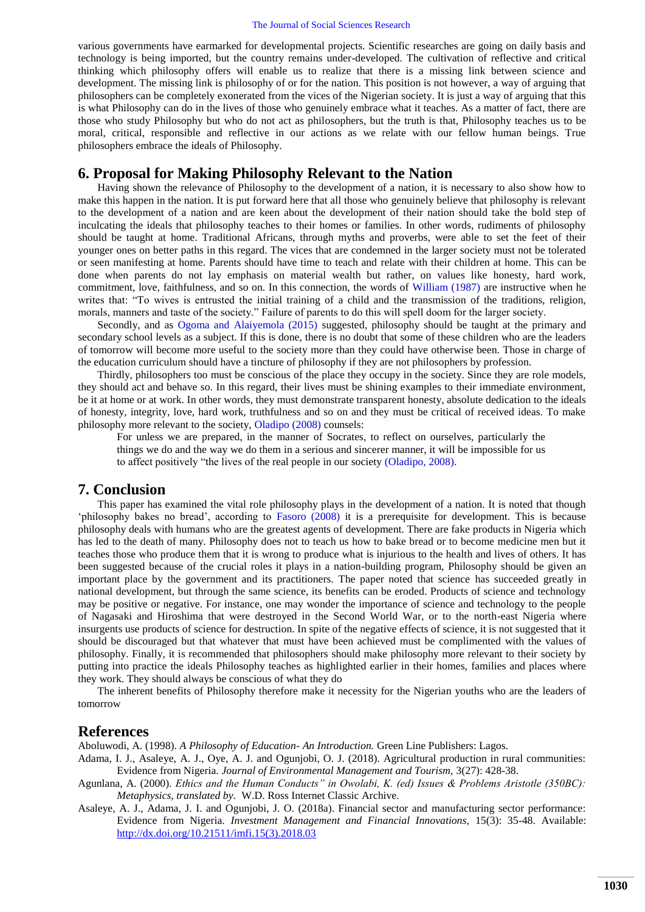various governments have earmarked for developmental projects. Scientific researches are going on daily basis and technology is being imported, but the country remains under-developed. The cultivation of reflective and critical thinking which philosophy offers will enable us to realize that there is a missing link between science and development. The missing link is philosophy of or for the nation. This position is not however, a way of arguing that philosophers can be completely exonerated from the vices of the Nigerian society. It is just a way of arguing that this is what Philosophy can do in the lives of those who genuinely embrace what it teaches. As a matter of fact, there are those who study Philosophy but who do not act as philosophers, but the truth is that, Philosophy teaches us to be moral, critical, responsible and reflective in our actions as we relate with our fellow human beings. True philosophers embrace the ideals of Philosophy.

## 6. Proposal for Making Philosophy Relevant to the Nation

Having shown the relevance of Philosophy to the development of a nation, it is necessary to also show how to make this happen in the nation. It is put forward here that all those who genuinely believe that philosophy is relevant to the development of a nation and are keen about the development of their nation should take the bold step of inculcating the ideals that philosophy teaches to their homes or families. In other words, rudiments of philosophy should be taught at home. Traditional Africans, through myths and proverbs, were able to set the feet of their younger ones on better paths in this regard. The vices that are condemned in the larger society must not be tolerated or seen manifesting at home. Parents should have time to teach and relate with their children at home. This can be done when parents do not lay emphasis on material wealth but rather, on values like honesty, hard work, commitment, love, faithfulness, and so on. In this connection, the words of William (1987) are instructive when he writes that: "To wives is entrusted the initial training of a child and the transmission of the traditions, religion, morals, manners and taste of the society." Failure of parents to do this will spell doom for the larger society.

Secondly, and as Ogoma and Alaiyemola (2015) suggested, philosophy should be taught at the primary and secondary school levels as a subject. If this is done, there is no doubt that some of these children who are the leaders of tomorrow will become more useful to the society more than they could have otherwise been. Those in charge of the education curriculum should have a tincture of philosophy if they are not philosophers by profession.

Thirdly, philosophers too must be conscious of the place they occupy in the society. Since they are role models, they should act and behave so. In this regard, their lives must be shining examples to their immediate environment, be it at home or at work. In other words, they must demonstrate transparent honesty, absolute dedication to the ideals of honesty, integrity, love, hard work, truthfulness and so on and they must be critical of received ideas. To make philosophy more relevant to the society, Oladipo (2008) counsels:

> For unless we are prepared, in the manner of Socrates, to reflect on ourselves, particularly the things we do and the way we do them in a serious and sincerer manner, it will be impossible for us to affect positively "the lives of the real people in our society (Oladipo, 2008).

## 7. Conclusion

This paper has examined the vital role philosophy plays in the development of a nation. It is noted that though 'philosophy bakes no bread', according to Fasoro (2008) it is a prerequisite for development. This is because philosophy deals with humans who are the greatest agents of development. There are fake products in Nigeria which has led to the death of many. Philosophy does not to teach us how to bake bread or to become medicine men but it teaches those who produce them that it is wrong to produce what is injurious to the health and lives of others. It has been suggested because of the crucial roles it plays in a nation-building program, Philosophy should be given an important place by the government and its practitioners. The paper noted that science has succeeded greatly in national development, but through the same science, its benefits can be eroded. Products of science and technology may be positive or negative. For instance, one may wonder the importance of science and technology to the people of Nagasaki and Hiroshima that were destroyed in the Second World War, or to the north-east Nigeria where insurgents use products of science for destruction. In spite of the negative effects of science, it is not suggested that it should be discouraged but that whatever that must have been achieved must be complimented with the values of philosophy. Finally, it is recommended that philosophers should make philosophy more relevant to their society by putting into practice the ideals Philosophy teaches as highlighted earlier in their homes, families and places where they work. They should always be conscious of what they do

The inherent benefits of Philosophy therefore make it necessity for the Nigerian youths who are the leaders of tomorrow

## References

Aboluwodi, A. (1998). *A Philosophy of Education- An Introduction.* Green Line Publishers: Lagos.

Adama, I. J., Asaleye, A. J., Oye, A. J. and Ogunjobi, O. J. (2018). Agricultural production in rural communities: Evidence from Nigeria. *Journal of Environmental Management and Tourism,* 3(27): 428-38.

Agunlana, A. (2000). *Ethics and the Human Conducts" in Owolabi, K. (ed) Issues & Problems Aristotle (350BC): Metaphysics, translated by.* W.D. Ross Internet Classic Archive.

Asaleye, A. J., Adama, J. I. and Ogunjobi, J. O. (2018a). Financial sector and manufacturing sector performance: Evidence from Nigeria. *Investment Management and Financial Innovations,* 15(3): 35-48. Available: http://dx.doi.org/10.21511/imfi.15(3).2018.03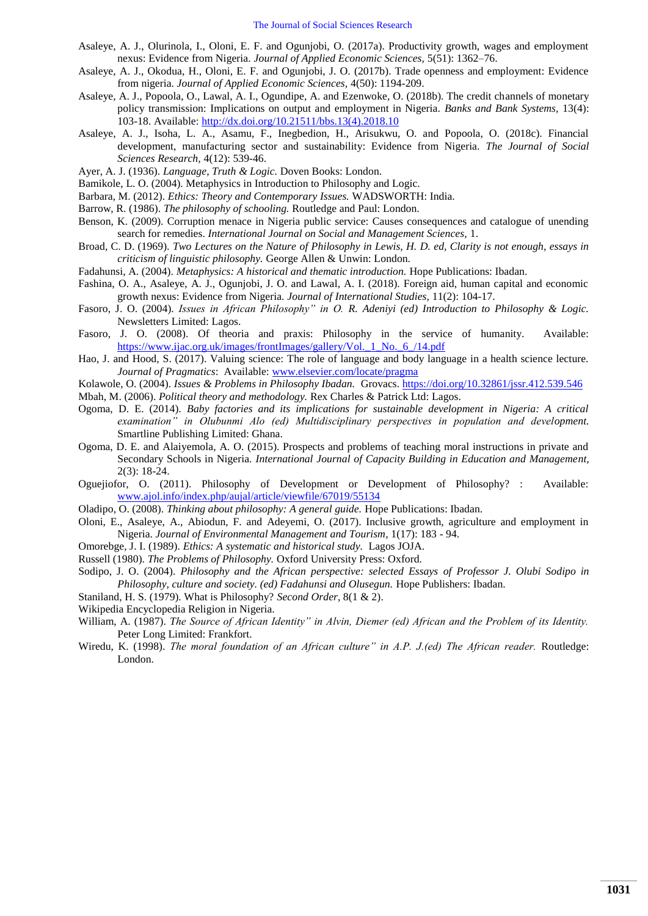Asaleye, A. J., Olurinola, I., Oloni, E. F. and Ogunjobi, O. (2017a). Productivity growth, wages and employment nexus: Evidence from Nigeria. *Journal of Applied Economic Sciences,* 5(51): 1362–76.

Asaleye, A. J., Okodua, H., Oloni, E. F. and Ogunjobi, J. O. (2017b). Trade openness and employment: Evidence from nigeria. *Journal of Applied Economic Sciences,* 4(50): 1194-209.

Asaleye, A. J., Popoola, O., Lawal, A. I., Ogundipe, A. and Ezenwoke, O. (2018b). The credit channels of monetary policy transmission: Implications on output and employment in Nigeria. *Banks and Bank Systems,* 13(4): 103-18. Available: http://dx.doi.org/10.21511/bbs.13(4).2018.10

Asaleye, A. J., Isoha, L. A., Asamu, F., Inegbedion, H., Arisukwu, O. and Popoola, O. (2018c). Financial development, manufacturing sector and sustainability: Evidence from Nigeria. *The Journal of Social Sciences Research,* 4(12): 539-46.

Ayer, A. J. (1936). *Language, Truth & Logic.* Doven Books: London.

Bamikole, L. O. (2004). Metaphysics in Introduction to Philosophy and Logic.

Barbara, M. (2012). *Ethics: Theory and Contemporary Issues.* WADSWORTH: India.

Barrow, R. (1986). *The philosophy of schooling.* Routledge and Paul: London.

Benson, K. (2009). Corruption menace in Nigeria public service: Causes consequences and catalogue of unending search for remedies. *International Journal on Social and Management Sciences,* 1.

Broad, C. D. (1969). *Two Lectures on the Nature of Philosophy in Lewis, H. D. ed, Clarity is not enough, essays in criticism of linguistic philosophy.* George Allen & Unwin: London.

Fadahunsi, A. (2004). *Metaphysics: A historical and thematic introduction.* Hope Publications: Ibadan.

Fashina, O. A., Asaleye, A. J., Ogunjobi, J. O. and Lawal, A. I. (2018). Foreign aid, human capital and economic growth nexus: Evidence from Nigeria. *Journal of International Studies,* 11(2): 104-17.

Fasoro, J. O. (2004). *Issues in African Philosophy" in O. R. Adeniyi (ed) Introduction to Philosophy & Logic.* Newsletters Limited: Lagos.

Fasoro, J. O. (2008). Of theoria and praxis: Philosophy in the service of humanity. Available: https://www.ijac.org.uk/images/frontImages/gallery/Vol._1_No._6_/14.pdf

Hao, J. and Hood, S. (2017). Valuing science: The role of language and body language in a health science lecture. *Journal of Pragmatics*: Available: www.elsevier.com/locate/pragma

Kolawole, O. (2004). *Issues & Problems in Philosophy Ibadan.* Grovacs. https://doi.org/10.32861/jssr.412.539.546

Mbah, M. (2006). *Political theory and methodology.* Rex Charles & Patrick Ltd: Lagos.

Ogoma, D. E. (2014). *Baby factories and its implications for sustainable development in Nigeria: A critical examination" in Olubunmi Alo (ed) Multidisciplinary perspectives in population and development.* Smartline Publishing Limited: Ghana.

Ogoma, D. E. and Alaiyemola, A. O. (2015). Prospects and problems of teaching moral instructions in private and Secondary Schools in Nigeria. *International Journal of Capacity Building in Education and Management,* 2(3): 18-24.

Oguejiofor, O. (2011). Philosophy of Development or Development of Philosophy? : Available: www.ajol.info/index.php/aujal/article/viewfile/67019/55134

Oladipo, O. (2008). *Thinking about philosophy: A general guide.* Hope Publications: Ibadan.

Oloni, E., Asaleye, A., Abiodun, F. and Adeyemi, O. (2017). Inclusive growth, agriculture and employment in Nigeria. *Journal of Environmental Management and Tourism,* 1(17): 183 - 94.

Omorebge, J. I. (1989). *Ethics: A systematic and historical study.* Lagos JOJA.

Russell (1980). *The Problems of Philosophy.* Oxford University Press: Oxford.

Sodipo, J. O. (2004). *Philosophy and the African perspective: selected Essays of Professor J. Olubi Sodipo in Philosophy, culture and society. (ed) Fadahunsi and Olusegun.* Hope Publishers: Ibadan.

Staniland, H. S. (1979). What is Philosophy? *Second Order,* 8(1 & 2).

Wikipedia Encyclopedia Religion in Nigeria.

William, A. (1987). *The Source of African Identity" in Alvin, Diemer (ed) African and the Problem of its Identity.* Peter Long Limited: Frankfort.

Wiredu, K. (1998). *The moral foundation of an African culture" in A.P. J.(ed) The African reader.* Routledge: London.